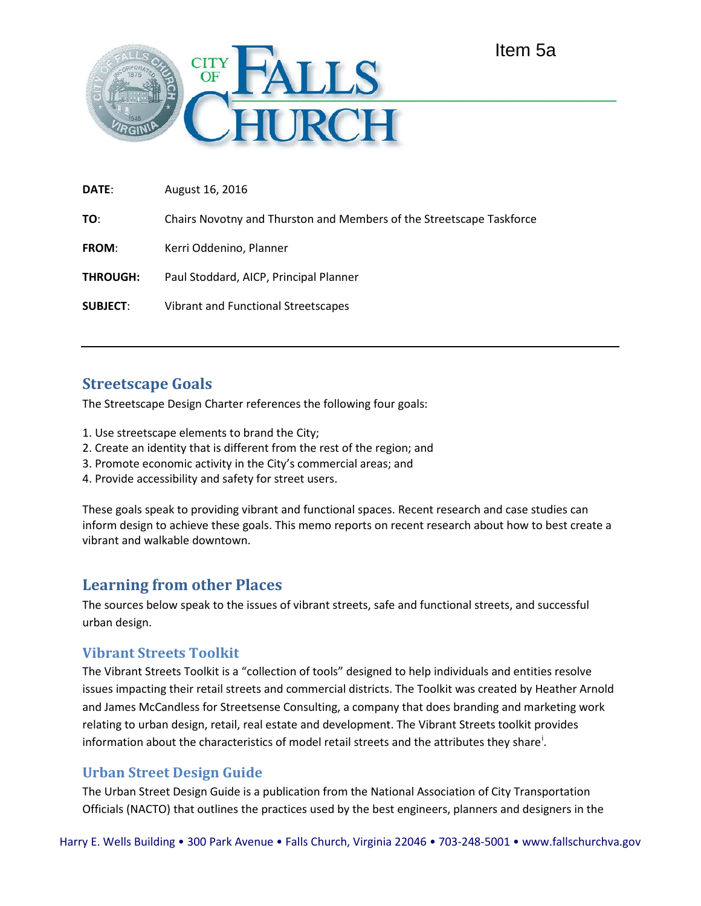Item 5a

CITY OF FALLS CHURCH

**DATE**: August 16, 2016

**TO**: Chairs Novotny and Thurston and Members of the Streetscape Taskforce

**FROM**: Kerri Oddenino, Planner

**THROUGH:** Paul Stoddard, AICP, Principal Planner

**SUBJECT**: Vibrant and Functional Streetscapes

---

## Streetscape Goals

The Streetscape Design Charter references the following four goals:

1. Use streetscape elements to brand the City;
2. Create an identity that is different from the rest of the region; and
3. Promote economic activity in the City's commercial areas; and
4. Provide accessibility and safety for street users.

These goals speak to providing vibrant and functional spaces. Recent research and case studies can inform design to achieve these goals. This memo reports on recent research about how to best create a vibrant and walkable downtown.

## Learning from other Places

The sources below speak to the issues of vibrant streets, safe and functional streets, and successful urban design.

### Vibrant Streets Toolkit

The Vibrant Streets Toolkit is a "collection of tools" designed to help individuals and entities resolve issues impacting their retail streets and commercial districts. The Toolkit was created by Heather Arnold and James McCandless for Streetsense Consulting, a company that does branding and marketing work relating to urban design, retail, real estate and development. The Vibrant Streets toolkit provides information about the characteristics of model retail streets and the attributes they share[i].

### Urban Street Design Guide

The Urban Street Design Guide is a publication from the National Association of City Transportation Officials (NACTO) that outlines the practices used by the best engineers, planners and designers in the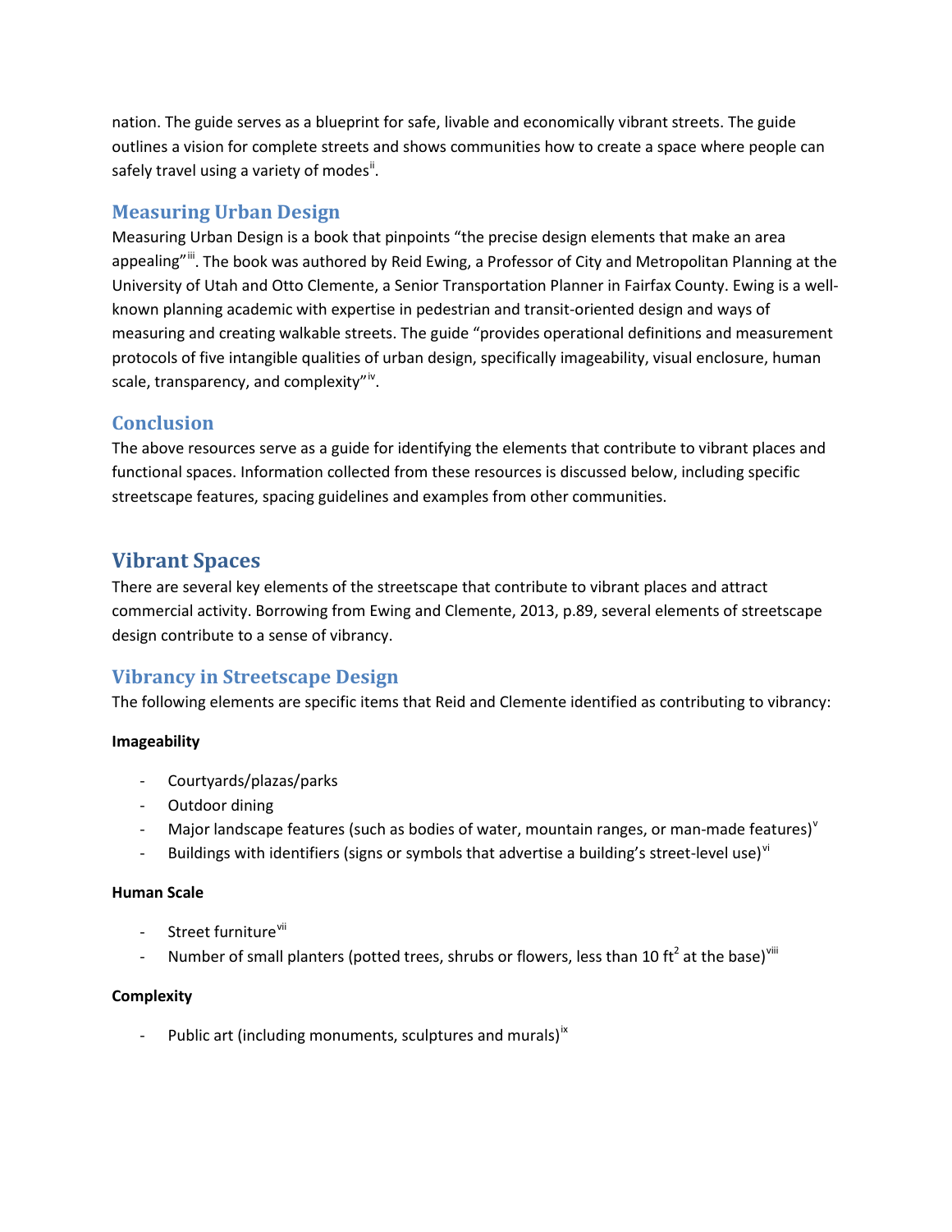nation. The guide serves as a blueprint for safe, livable and economically vibrant streets. The guide outlines a vision for complete streets and shows communities how to create a space where people can safely travel using a variety of modes[ii].

## Measuring Urban Design

Measuring Urban Design is a book that pinpoints "the precise design elements that make an area appealing"[iii]. The book was authored by Reid Ewing, a Professor of City and Metropolitan Planning at the University of Utah and Otto Clemente, a Senior Transportation Planner in Fairfax County. Ewing is a well-known planning academic with expertise in pedestrian and transit-oriented design and ways of measuring and creating walkable streets. The guide "provides operational definitions and measurement protocols of five intangible qualities of urban design, specifically imageability, visual enclosure, human scale, transparency, and complexity"[iv].

## Conclusion

The above resources serve as a guide for identifying the elements that contribute to vibrant places and functional spaces. Information collected from these resources is discussed below, including specific streetscape features, spacing guidelines and examples from other communities.

# Vibrant Spaces

There are several key elements of the streetscape that contribute to vibrant places and attract commercial activity. Borrowing from Ewing and Clemente, 2013, p.89, several elements of streetscape design contribute to a sense of vibrancy.

## Vibrancy in Streetscape Design

The following elements are specific items that Reid and Clemente identified as contributing to vibrancy:

**Imageability**

- Courtyards/plazas/parks
- Outdoor dining
- Major landscape features (such as bodies of water, mountain ranges, or man-made features)[v]
- Buildings with identifiers (signs or symbols that advertise a building's street-level use)[vi]

**Human Scale**

- Street furniture[vii]
- Number of small planters (potted trees, shrubs or flowers, less than 10 $ft^2$ at the base)[viii]

**Complexity**

- Public art (including monuments, sculptures and murals)[ix]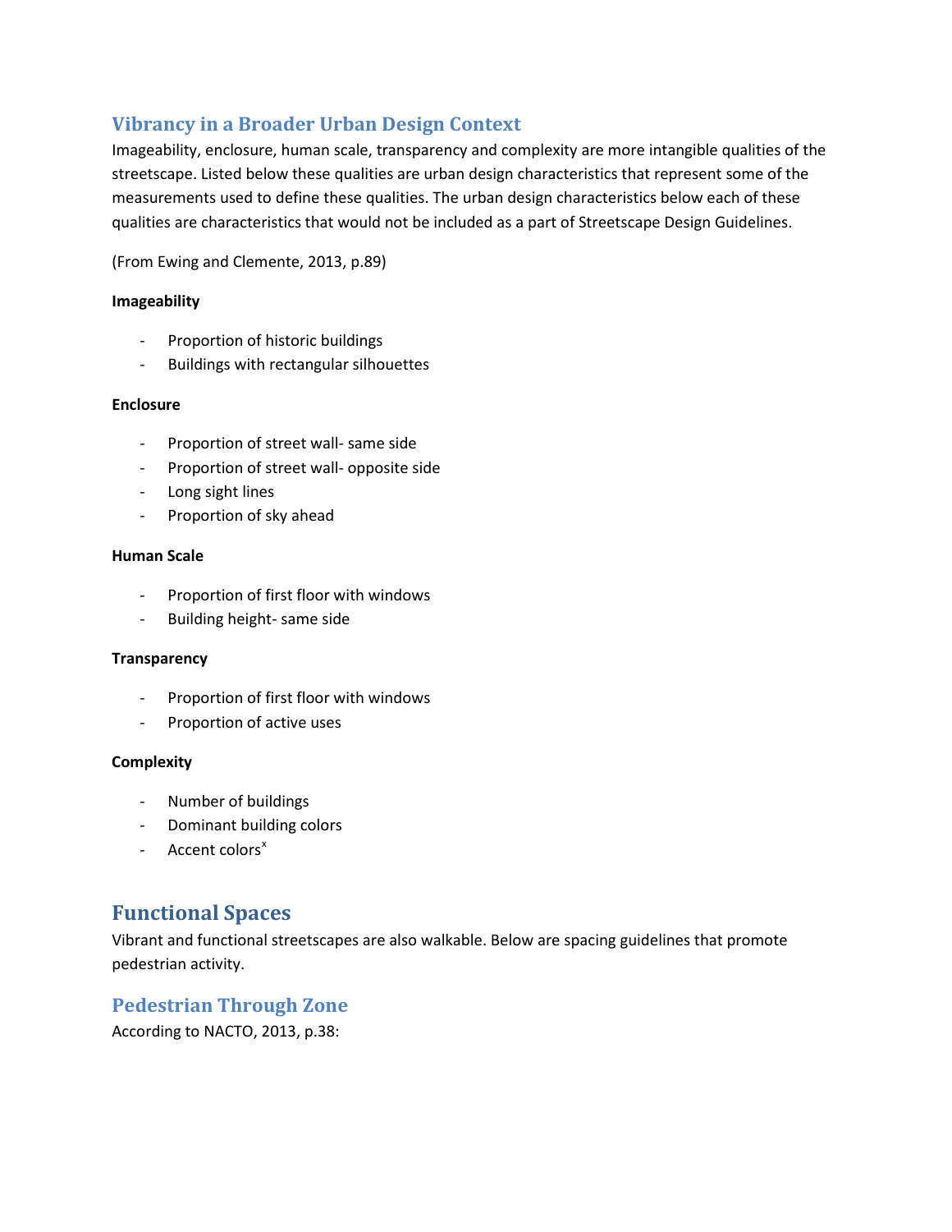## Vibrancy in a Broader Urban Design Context

Imageability, enclosure, human scale, transparency and complexity are more intangible qualities of the streetscape. Listed below these qualities are urban design characteristics that represent some of the measurements used to define these qualities. The urban design characteristics below each of these qualities are characteristics that would not be included as a part of Streetscape Design Guidelines.

(From Ewing and Clemente, 2013, p.89)

**Imageability**

- Proportion of historic buildings
- Buildings with rectangular silhouettes

**Enclosure**

- Proportion of street wall- same side
- Proportion of street wall- opposite side
- Long sight lines
- Proportion of sky ahead

**Human Scale**

- Proportion of first floor with windows
- Building height- same side

**Transparency**

- Proportion of first floor with windows
- Proportion of active uses

**Complexity**

- Number of buildings
- Dominant building colors
- Accent colors[x]

# Functional Spaces

Vibrant and functional streetscapes are also walkable. Below are spacing guidelines that promote pedestrian activity.

## Pedestrian Through Zone

According to NACTO, 2013, p.38: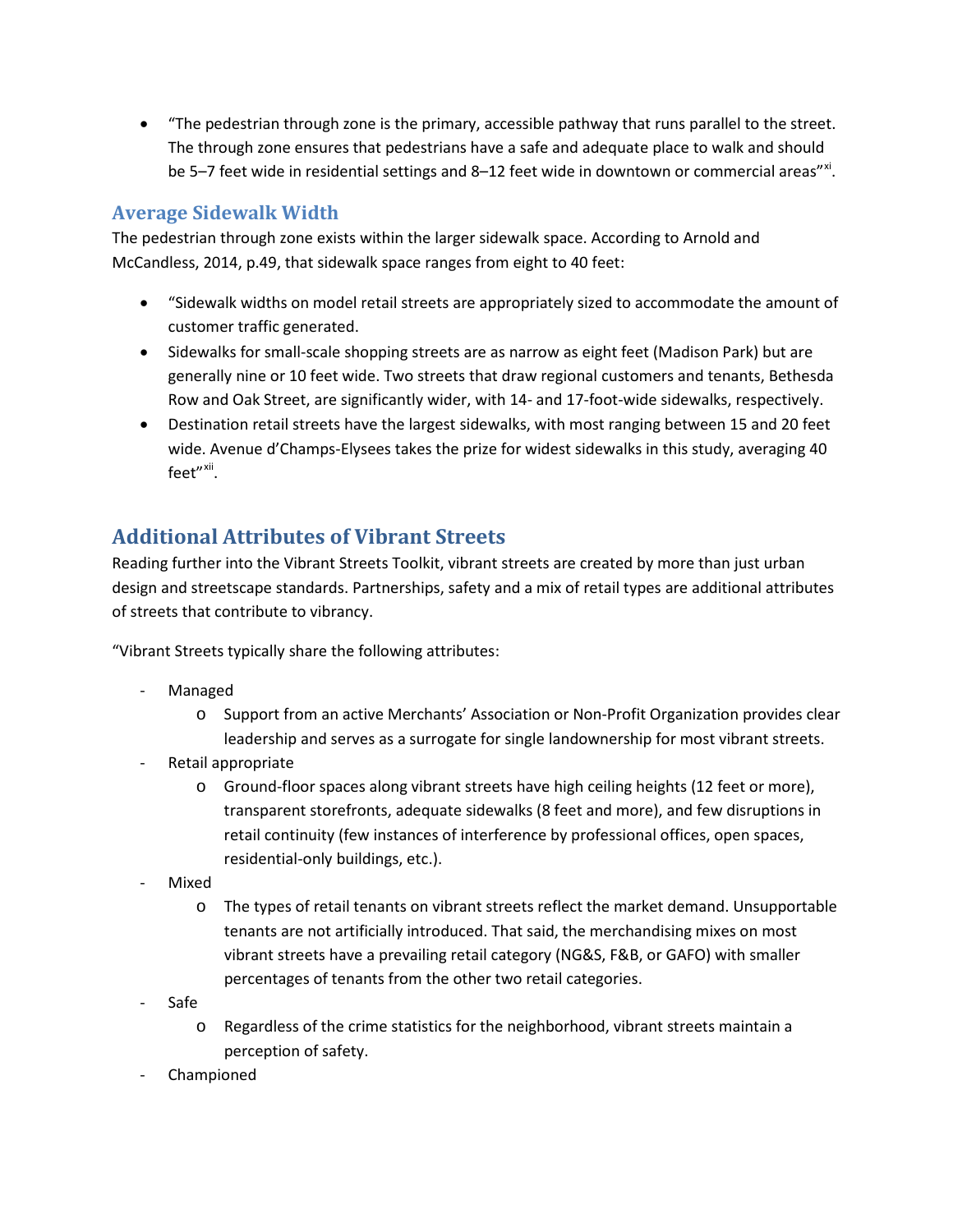- "The pedestrian through zone is the primary, accessible pathway that runs parallel to the street. The through zone ensures that pedestrians have a safe and adequate place to walk and should be 5–7 feet wide in residential settings and 8–12 feet wide in downtown or commercial areas"[xi].

## Average Sidewalk Width

The pedestrian through zone exists within the larger sidewalk space. According to Arnold and McCandless, 2014, p.49, that sidewalk space ranges from eight to 40 feet:

- "Sidewalk widths on model retail streets are appropriately sized to accommodate the amount of customer traffic generated.
- Sidewalks for small-scale shopping streets are as narrow as eight feet (Madison Park) but are generally nine or 10 feet wide. Two streets that draw regional customers and tenants, Bethesda Row and Oak Street, are significantly wider, with 14- and 17-foot-wide sidewalks, respectively.
- Destination retail streets have the largest sidewalks, with most ranging between 15 and 20 feet wide. Avenue d'Champs-Elysees takes the prize for widest sidewalks in this study, averaging 40 feet"[xii].

# Additional Attributes of Vibrant Streets

Reading further into the Vibrant Streets Toolkit, vibrant streets are created by more than just urban design and streetscape standards. Partnerships, safety and a mix of retail types are additional attributes of streets that contribute to vibrancy.

"Vibrant Streets typically share the following attributes:

- Managed
  - Support from an active Merchants' Association or Non-Profit Organization provides clear leadership and serves as a surrogate for single landownership for most vibrant streets.
- Retail appropriate
  - Ground-floor spaces along vibrant streets have high ceiling heights (12 feet or more), transparent storefronts, adequate sidewalks (8 feet and more), and few disruptions in retail continuity (few instances of interference by professional offices, open spaces, residential-only buildings, etc.).
- Mixed
  - The types of retail tenants on vibrant streets reflect the market demand. Unsupportable tenants are not artificially introduced. That said, the merchandising mixes on most vibrant streets have a prevailing retail category (NG&S, F&B, or GAFO) with smaller percentages of tenants from the other two retail categories.
- Safe
  - Regardless of the crime statistics for the neighborhood, vibrant streets maintain a perception of safety.
- Championed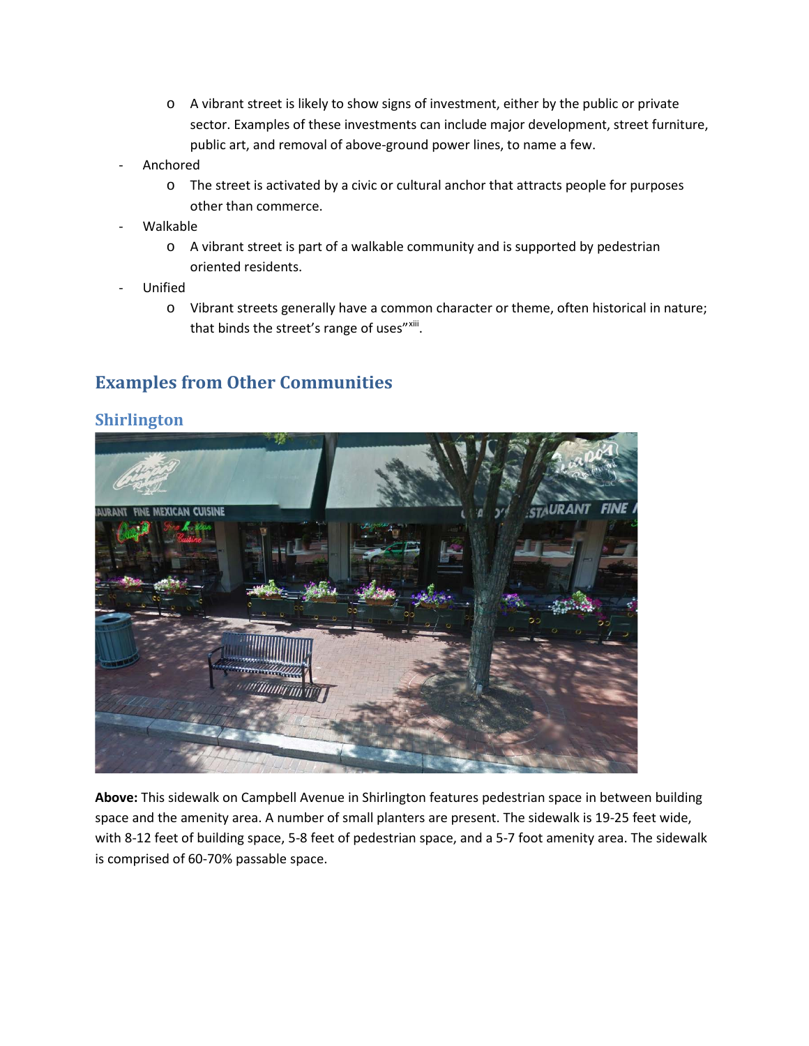- A vibrant street is likely to show signs of investment, either by the public or private sector. Examples of these investments can include major development, street furniture, public art, and removal of above-ground power lines, to name a few.

- Anchored
    - The street is activated by a civic or cultural anchor that attracts people for purposes other than commerce.
- Walkable
    - A vibrant street is part of a walkable community and is supported by pedestrian oriented residents.
- Unified
    - Vibrant streets generally have a common character or theme, often historical in nature; that binds the street's range of uses"[xiii].

## Examples from Other Communities

### Shirlington

**Above:** This sidewalk on Campbell Avenue in Shirlington features pedestrian space in between building space and the amenity area. A number of small planters are present. The sidewalk is 19-25 feet wide, with 8-12 feet of building space, 5-8 feet of pedestrian space, and a 5-7 foot amenity area. The sidewalk is comprised of 60-70% passable space.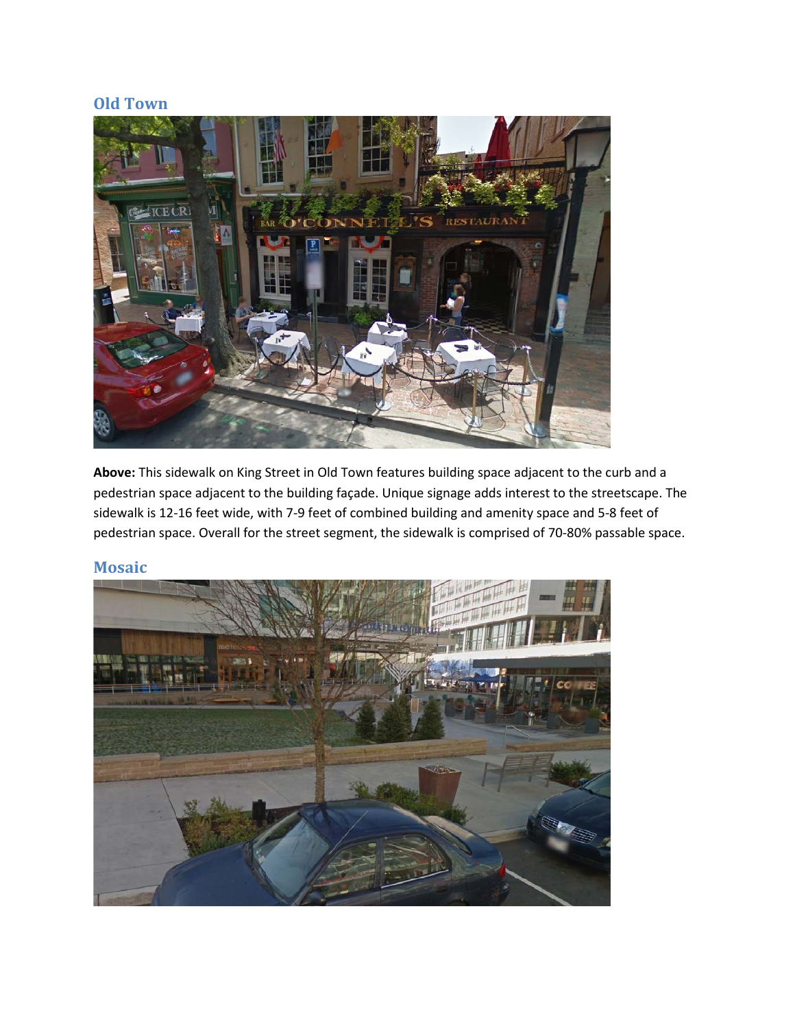## Old Town

**Above:** This sidewalk on King Street in Old Town features building space adjacent to the curb and a pedestrian space adjacent to the building façade. Unique signage adds interest to the streetscape. The sidewalk is 12-16 feet wide, with 7-9 feet of combined building and amenity space and 5-8 feet of pedestrian space. Overall for the street segment, the sidewalk is comprised of 70-80% passable space.

## Mosaic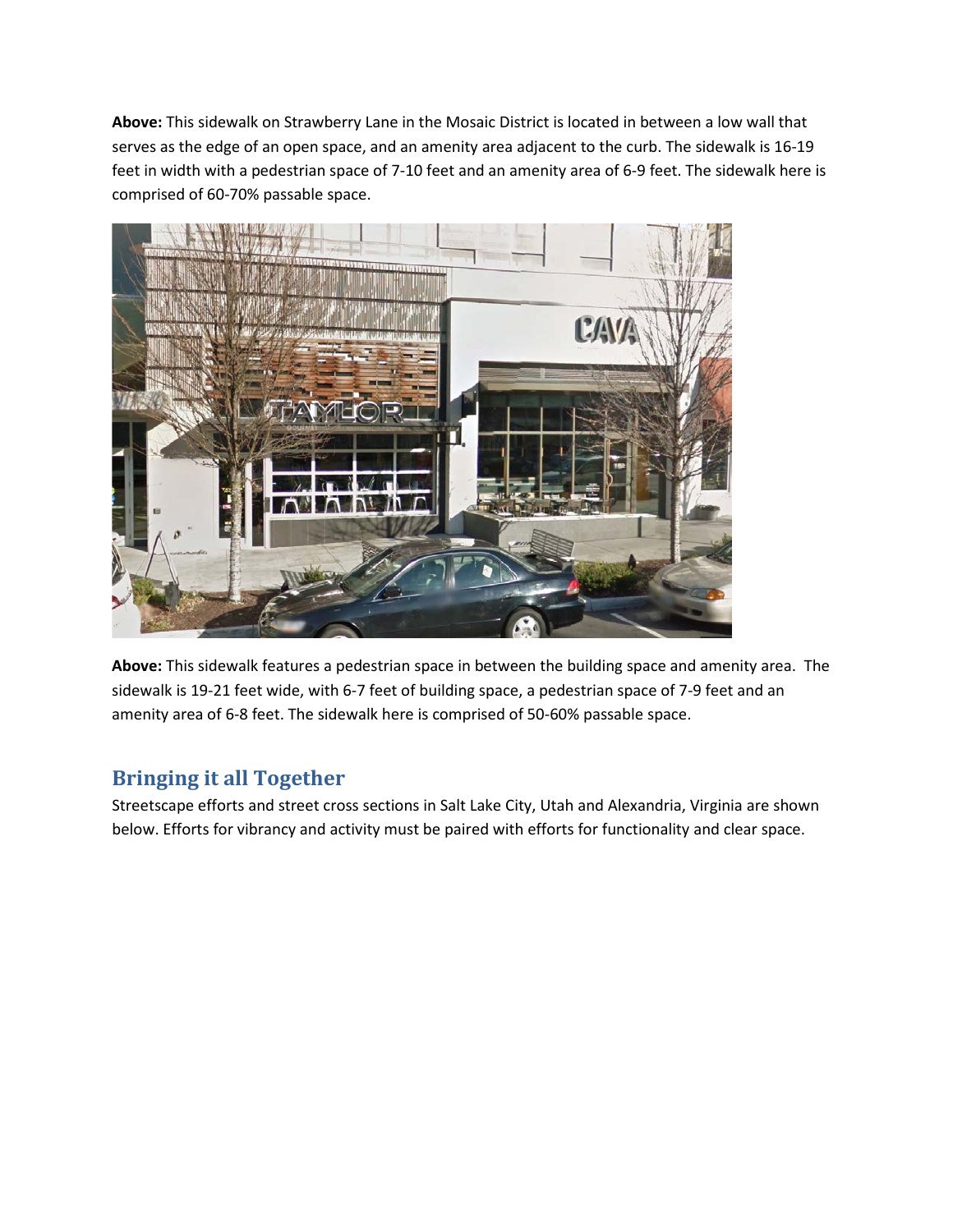**Above:** This sidewalk on Strawberry Lane in the Mosaic District is located in between a low wall that serves as the edge of an open space, and an amenity area adjacent to the curb. The sidewalk is 16-19 feet in width with a pedestrian space of 7-10 feet and an amenity area of 6-9 feet. The sidewalk here is comprised of 60-70% passable space.

**Above:** This sidewalk features a pedestrian space in between the building space and amenity area. The sidewalk is 19-21 feet wide, with 6-7 feet of building space, a pedestrian space of 7-9 feet and an amenity area of 6-8 feet. The sidewalk here is comprised of 50-60% passable space.

## Bringing it all Together

Streetscape efforts and street cross sections in Salt Lake City, Utah and Alexandria, Virginia are shown below. Efforts for vibrancy and activity must be paired with efforts for functionality and clear space.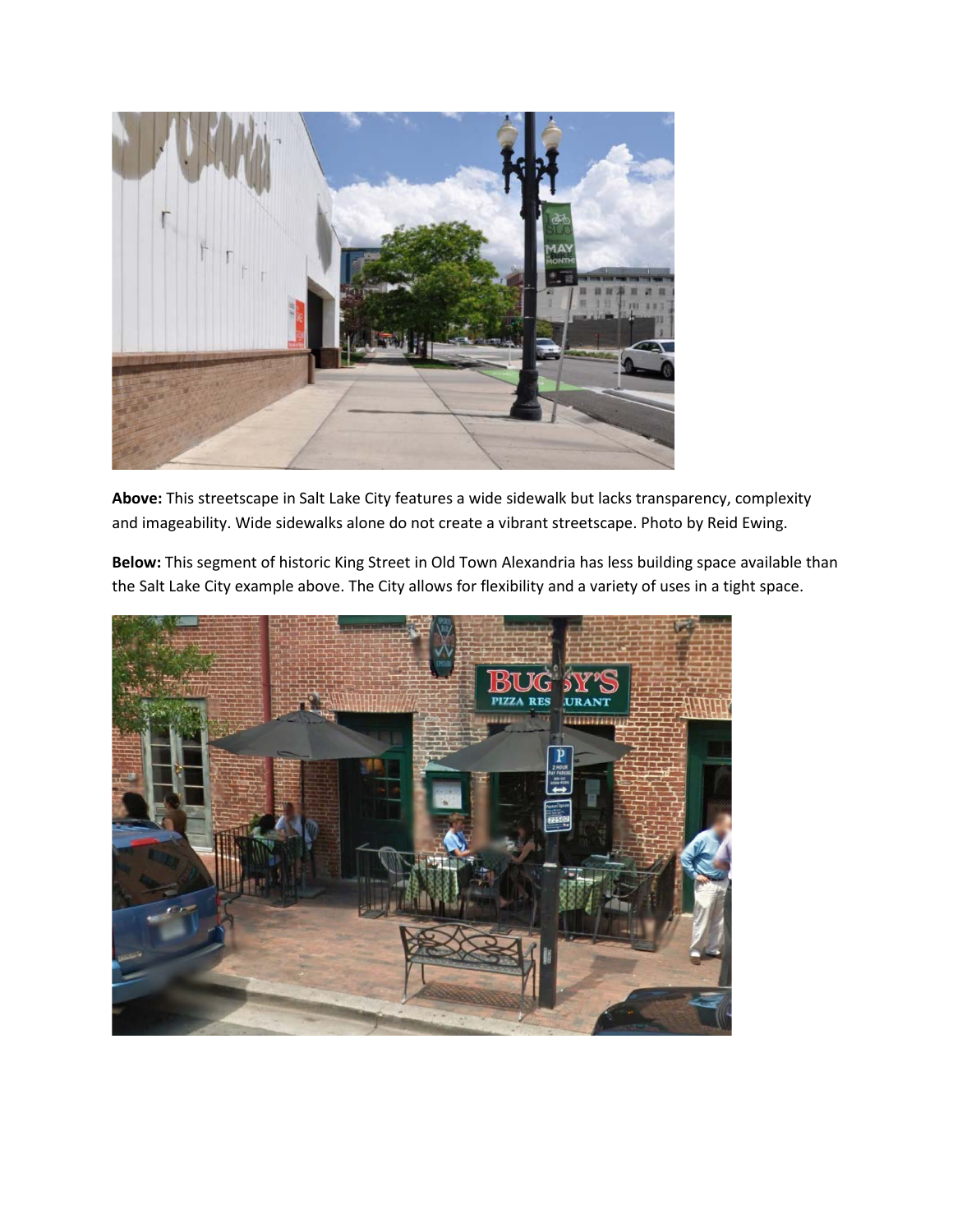**Above:** This streetscape in Salt Lake City features a wide sidewalk but lacks transparency, complexity and imageability. Wide sidewalks alone do not create a vibrant streetscape. Photo by Reid Ewing.

**Below:** This segment of historic King Street in Old Town Alexandria has less building space available than the Salt Lake City example above. The City allows for flexibility and a variety of uses in a tight space.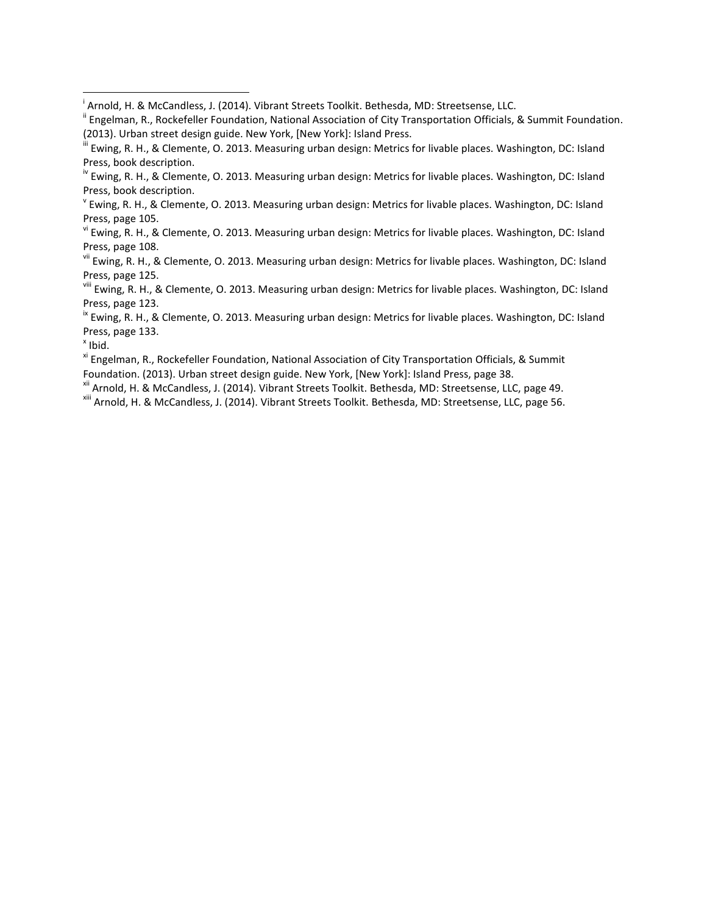[i] Arnold, H. & McCandless, J. (2014). Vibrant Streets Toolkit. Bethesda, MD: Streetsense, LLC.

[ii] Engelman, R., Rockefeller Foundation, National Association of City Transportation Officials, & Summit Foundation. (2013). Urban street design guide. New York, [New York]: Island Press.

[iii] Ewing, R. H., & Clemente, O. 2013. Measuring urban design: Metrics for livable places. Washington, DC: Island Press, book description.

[iv] Ewing, R. H., & Clemente, O. 2013. Measuring urban design: Metrics for livable places. Washington, DC: Island Press, book description.

[v] Ewing, R. H., & Clemente, O. 2013. Measuring urban design: Metrics for livable places. Washington, DC: Island Press, page 105.

[vi] Ewing, R. H., & Clemente, O. 2013. Measuring urban design: Metrics for livable places. Washington, DC: Island Press, page 108.

[vii] Ewing, R. H., & Clemente, O. 2013. Measuring urban design: Metrics for livable places. Washington, DC: Island Press, page 125.

[viii] Ewing, R. H., & Clemente, O. 2013. Measuring urban design: Metrics for livable places. Washington, DC: Island Press, page 123.

[ix] Ewing, R. H., & Clemente, O. 2013. Measuring urban design: Metrics for livable places. Washington, DC: Island Press, page 133.

[x] Ibid.

[xi] Engelman, R., Rockefeller Foundation, National Association of City Transportation Officials, & Summit Foundation. (2013). Urban street design guide. New York, [New York]: Island Press, page 38.

[xii] Arnold, H. & McCandless, J. (2014). Vibrant Streets Toolkit. Bethesda, MD: Streetsense, LLC, page 49.

[xiii] Arnold, H. & McCandless, J. (2014). Vibrant Streets Toolkit. Bethesda, MD: Streetsense, LLC, page 56.